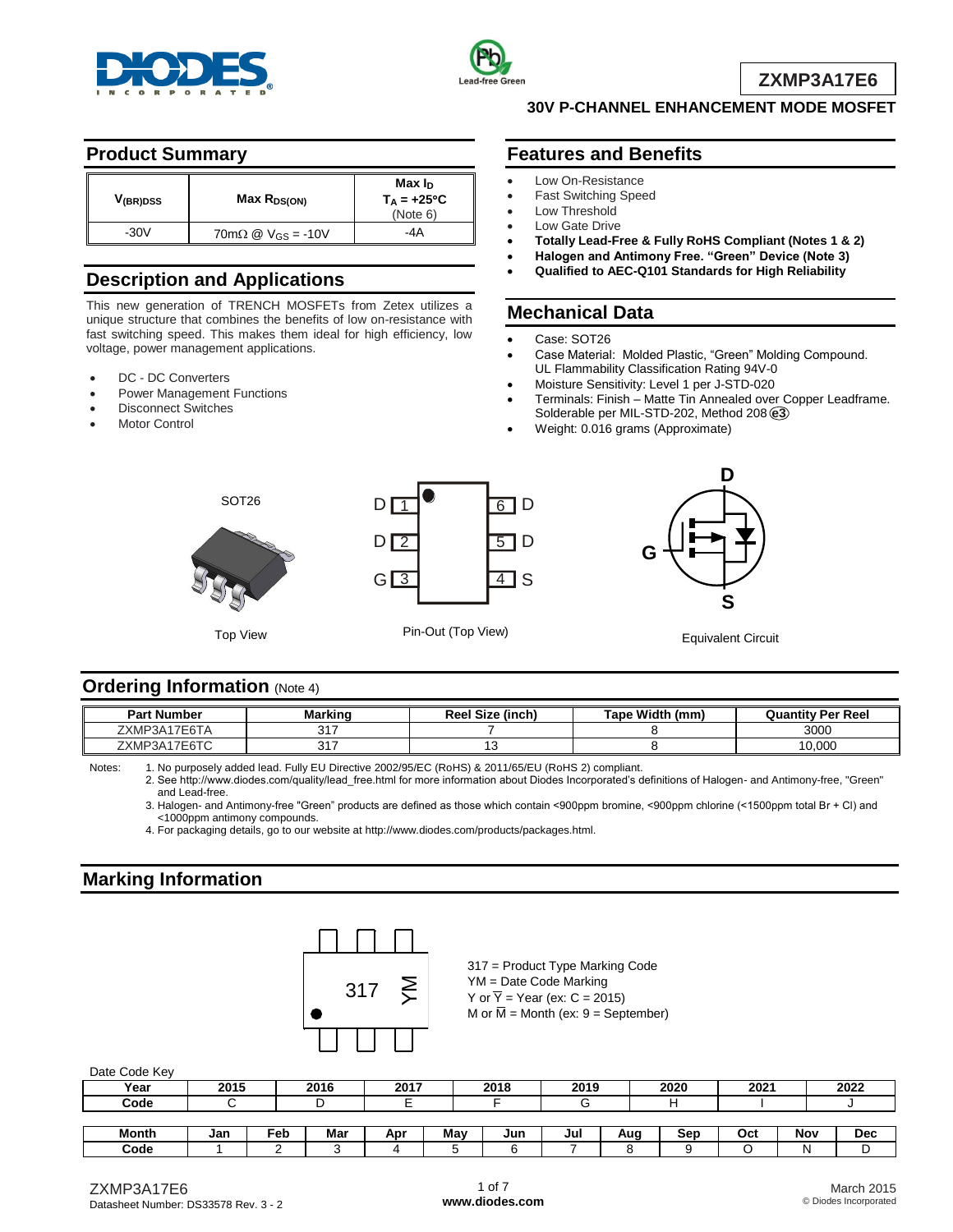# ZXMP3A17E6

**30V P-CHANNEL ENHANCEMENT MODE MOSFET**

## Product Summary

| $V_{(BR)DSS}$ | Max $R_{DS(ON)}$ | Max $I_D$ $T_A = +25°C$ (Note 6) |
|---|---|---|
| -30V | 70mΩ @ $V_{GS}$ = -10V | -4A |

## Description and Applications

This new generation of TRENCH MOSFETs from Zetex utilizes a unique structure that combines the benefits of low on-resistance with fast switching speed. This makes them ideal for high efficiency, low voltage, power management applications.

- DC - DC Converters
- Power Management Functions
- Disconnect Switches
- Motor Control

## Features and Benefits

- Low On-Resistance
- Fast Switching Speed
- Low Threshold
- Low Gate Drive
- **Totally Lead-Free & Fully RoHS Compliant (Notes 1 & 2)**
- **Halogen and Antimony Free. "Green" Device (Note 3)**
- **Qualified to AEC-Q101 Standards for High Reliability**

## Mechanical Data

- Case: SOT26
- Case Material: Molded Plastic, "Green" Molding Compound. UL Flammability Classification Rating 94V-0
- Moisture Sensitivity: Level 1 per J-STD-020
- Terminals: Finish – Matte Tin Annealed over Copper Leadframe. Solderable per MIL-STD-202, Method 208 (e3)
- Weight: 0.016 grams (Approximate)

SOT26

Top View

D 1 | 6 D
D 2 | 5 D
G 3 | 4 S

Pin-Out (Top View)

D, G, S

Equivalent Circuit

## Ordering Information (Note 4)

| Part Number | Marking | Reel Size (inch) | Tape Width (mm) | Quantity Per Reel |
|---|---|---|---|---|
| ZXMP3A17E6TA | 317 | 7 | 8 | 3000 |
| ZXMP3A17E6TC | 317 | 13 | 8 | 10,000 |

Notes:
1. No purposely added lead. Fully EU Directive 2002/95/EC (RoHS) & 2011/65/EU (RoHS 2) compliant.
2. See http://www.diodes.com/quality/lead_free.html for more information about Diodes Incorporated's definitions of Halogen- and Antimony-free, "Green" and Lead-free.
3. Halogen- and Antimony-free "Green" products are defined as those which contain <900ppm bromine, <900ppm chlorine (<1500ppm total Br + Cl) and <1000ppm antimony compounds.
4. For packaging details, go to our website at http://www.diodes.com/products/packages.html.

## Marking Information

317 YM

317 = Product Type Marking Code
YM = Date Code Marking
Y or $\overline{Y}$ = Year (ex: C = 2015)
M or $\overline{M}$ = Month (ex: 9 = September)

Date Code Key

| Year | 2015 | 2016 | 2017 | 2018 | 2019 | 2020 | 2021 | 2022 |
|---|---|---|---|---|---|---|---|---|
| Code | C | D | E | F | G | H | I | J |

| Month | Jan | Feb | Mar | Apr | May | Jun | Jul | Aug | Sep | Oct | Nov | Dec |
|---|---|---|---|---|---|---|---|---|---|---|---|---|
| Code | 1 | 2 | 3 | 4 | 5 | 6 | 7 | 8 | 9 | O | N | D |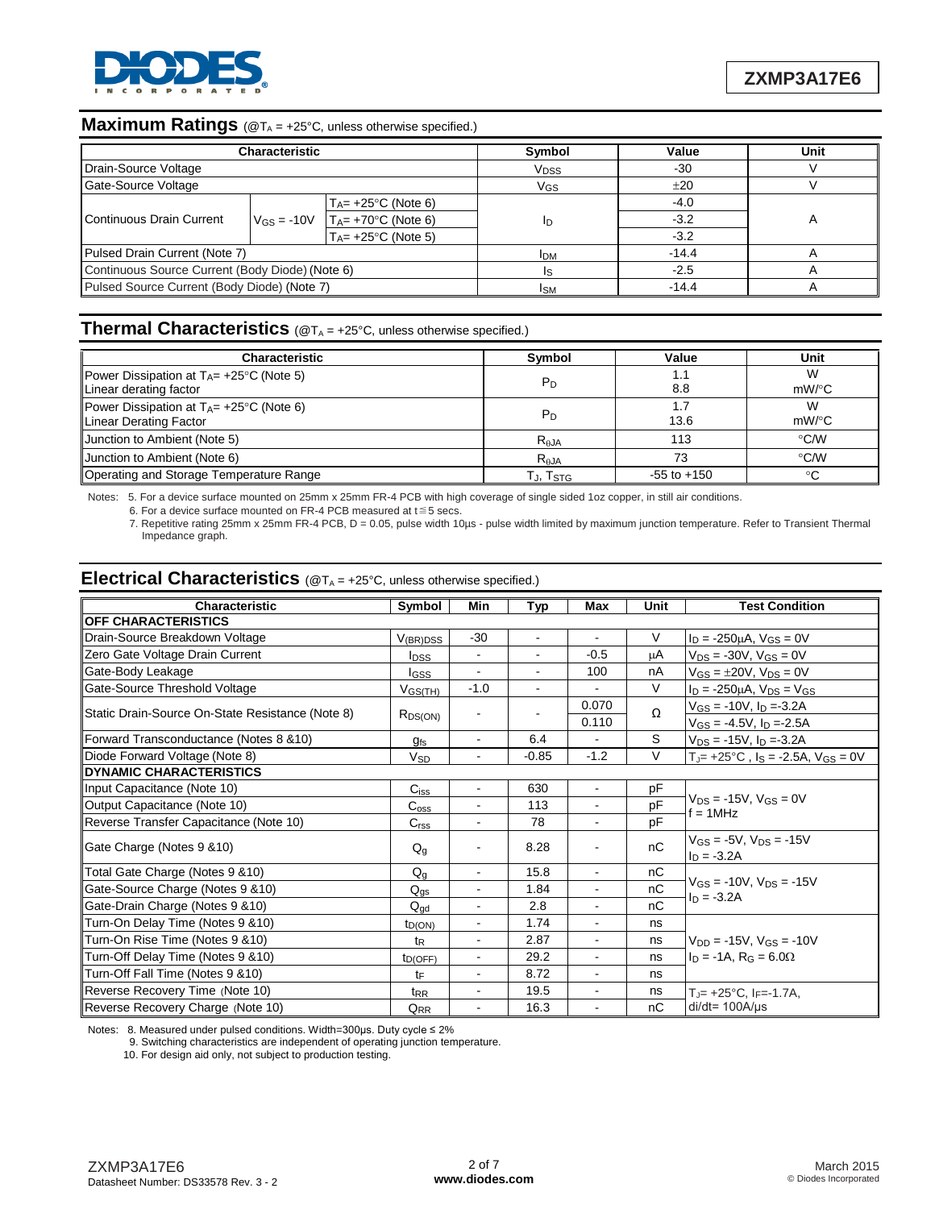## Maximum Ratings (@$T_A$ = +25°C, unless otherwise specified.)

| Characteristic | | | Symbol | Value | Unit |
|---|---|---|---|---|---|
| Drain-Source Voltage | | | $V_{DSS}$ | -30 | V |
| Gate-Source Voltage | | | $V_{GS}$ | ±20 | V |
| Continuous Drain Current | $V_{GS}$ = -10V | $T_A$= +25°C (Note 6) | $I_D$ | -4.0 | A |
| | | $T_A$= +70°C (Note 6) | | -3.2 | |
| | | $T_A$= +25°C (Note 5) | | -3.2 | |
| Pulsed Drain Current (Note 7) | | | $I_{DM}$ | -14.4 | A |
| Continuous Source Current (Body Diode) (Note 6) | | | $I_S$ | -2.5 | A |
| Pulsed Source Current (Body Diode) (Note 7) | | | $I_{SM}$ | -14.4 | A |

## Thermal Characteristics (@$T_A$ = +25°C, unless otherwise specified.)

| Characteristic | Symbol | Value | Unit |
|---|---|---|---|
| Power Dissipation at $T_A$= +25°C (Note 5)<br>Linear derating factor | $P_D$ | 1.1<br>8.8 | W<br>mW/°C |
| Power Dissipation at $T_A$= +25°C (Note 6)<br>Linear Derating Factor | $P_D$ | 1.7<br>13.6 | W<br>mW/°C |
| Junction to Ambient (Note 5) | $R_{\theta JA}$ | 113 | °C/W |
| Junction to Ambient (Note 6) | $R_{\theta JA}$ | 73 | °C/W |
| Operating and Storage Temperature Range | $T_J$, $T_{STG}$ | -55 to +150 | °C |

Notes: 5. For a device surface mounted on 25mm x 25mm FR-4 PCB with high coverage of single sided 1oz copper, in still air conditions.
6. For a device surface mounted on FR-4 PCB measured at t≦5 secs.
7. Repetitive rating 25mm x 25mm FR-4 PCB, D = 0.05, pulse width 10µs - pulse width limited by maximum junction temperature. Refer to Transient Thermal Impedance graph.

## Electrical Characteristics (@$T_A$ = +25°C, unless otherwise specified.)

| Characteristic | Symbol | Min | Typ | Max | Unit | Test Condition |
|---|---|---|---|---|---|---|
| **OFF CHARACTERISTICS** | | | | | | |
| Drain-Source Breakdown Voltage | $V_{(BR)DSS}$ | -30 | - | - | V | $I_D$ = -250µA, $V_{GS}$ = 0V |
| Zero Gate Voltage Drain Current | $I_{DSS}$ | - | - | -0.5 | µA | $V_{DS}$ = -30V, $V_{GS}$ = 0V |
| Gate-Body Leakage | $I_{GSS}$ | - | - | 100 | nA | $V_{GS}$ = ±20V, $V_{DS}$ = 0V |
| Gate-Source Threshold Voltage | $V_{GS(TH)}$ | -1.0 | - | - | V | $I_D$ = -250µA, $V_{DS}$ = $V_{GS}$ |
| Static Drain-Source On-State Resistance (Note 8) | $R_{DS(ON)}$ | - | - | 0.070 | Ω | $V_{GS}$ = -10V, $I_D$ =-3.2A |
| | | | | 0.110 | | $V_{GS}$ = -4.5V, $I_D$ = -2.5A |
| Forward Transconductance (Notes 8 &10) | $g_{fs}$ | - | 6.4 | - | S | $V_{DS}$ = -15V, $I_D$ =-3.2A |
| Diode Forward Voltage (Note 8) | $V_{SD}$ | - | -0.85 | -1.2 | V | $T_J$= +25°C , $I_S$ = -2.5A, $V_{GS}$ = 0V |
| **DYNAMIC CHARACTERISTICS** | | | | | | |
| Input Capacitance (Note 10) | $C_{iss}$ | - | 630 | - | pF | $V_{DS}$ = -15V, $V_{GS}$ = 0V<br>f = 1MHz |
| Output Capacitance (Note 10) | $C_{oss}$ | - | 113 | - | pF | |
| Reverse Transfer Capacitance (Note 10) | $C_{rss}$ | - | 78 | - | pF | |
| Gate Charge (Notes 9 &10) | $Q_g$ | - | 8.28 | - | nC | $V_{GS}$ = -5V, $V_{DS}$ = -15V<br>$I_D$ = -3.2A |
| Total Gate Charge (Notes 9 &10) | $Q_g$ | - | 15.8 | - | nC | $V_{GS}$ = -10V, $V_{DS}$ = -15V<br>$I_D$ = -3.2A |
| Gate-Source Charge (Notes 9 &10) | $Q_{gs}$ | - | 1.84 | - | nC | |
| Gate-Drain Charge (Notes 9 &10) | $Q_{gd}$ | - | 2.8 | - | nC | |
| Turn-On Delay Time (Notes 9 &10) | $t_{D(ON)}$ | - | 1.74 | - | ns | $V_{DD}$ = -15V, $V_{GS}$ = -10V<br>$I_D$ = -1A, $R_G$ = 6.0Ω |
| Turn-On Rise Time (Notes 9 &10) | $t_R$ | - | 2.87 | - | ns | |
| Turn-Off Delay Time (Notes 9 &10) | $t_{D(OFF)}$ | - | 29.2 | - | ns | |
| Turn-Off Fall Time (Notes 9 &10) | $t_F$ | - | 8.72 | - | ns | |
| Reverse Recovery Time (Note 10) | $t_{RR}$ | - | 19.5 | - | ns | $T_J$= +25°C, $I_F$=-1.7A,<br>di/dt= 100A/µs |
| Reverse Recovery Charge (Note 10) | $Q_{RR}$ | - | 16.3 | - | nC | |

Notes: 8. Measured under pulsed conditions. Width=300µs. Duty cycle ≤ 2%
9. Switching characteristics are independent of operating junction temperature.
10. For design aid only, not subject to production testing.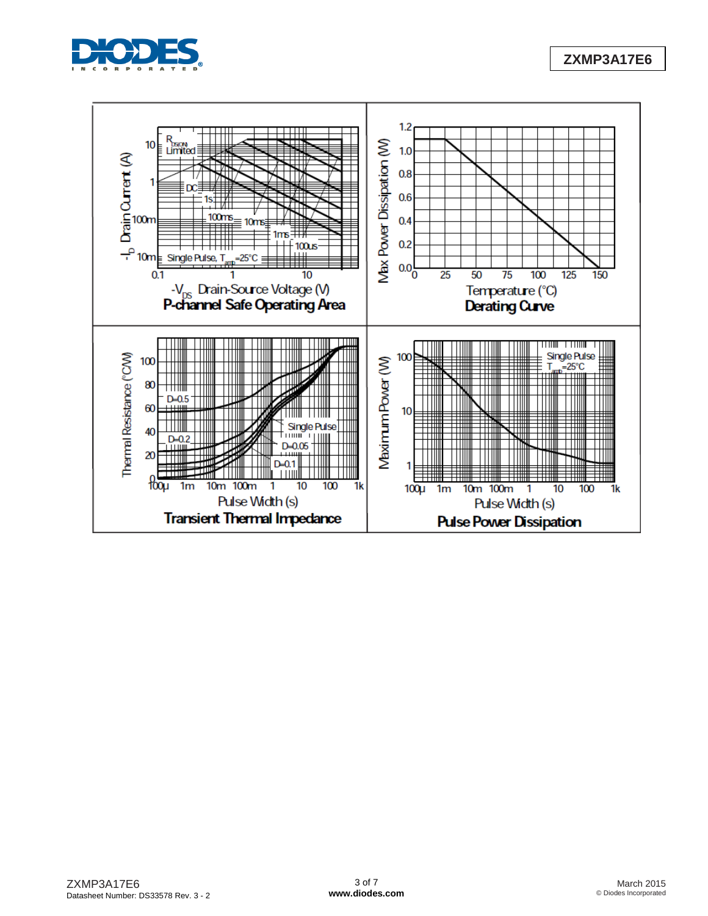**P-channel Safe Operating Area**

**Derating Curve**

**Transient Thermal Impedance**

**Pulse Power Dissipation**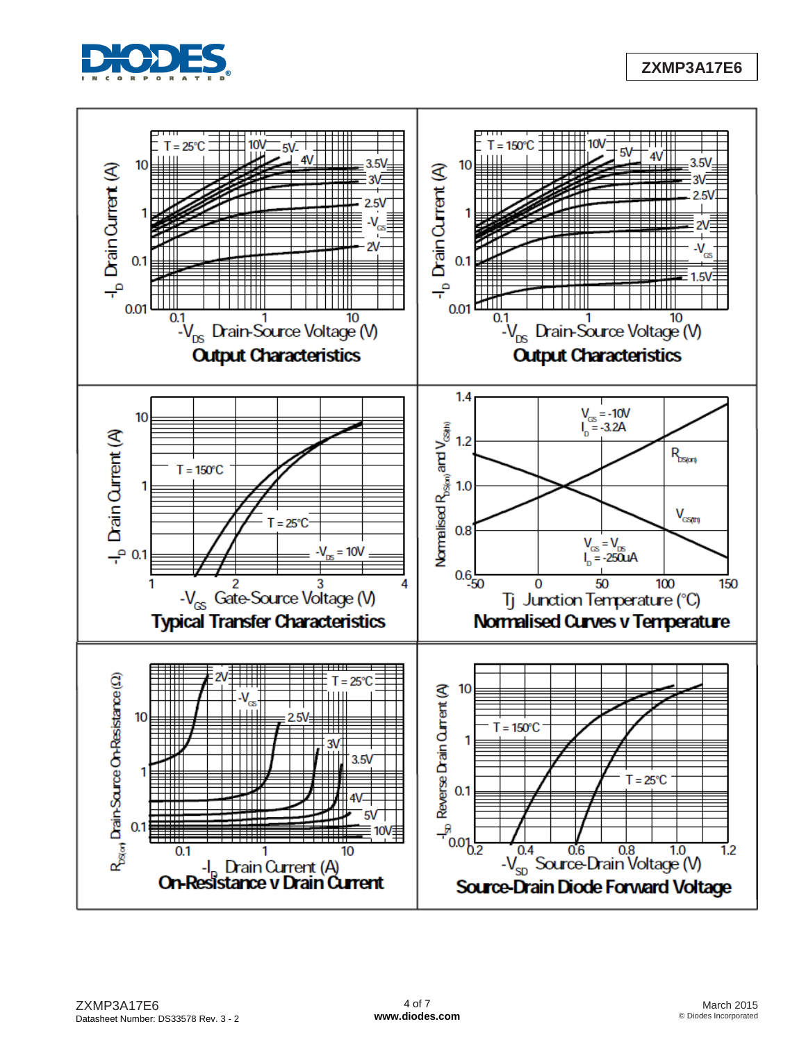Output Characteristics

Output Characteristics

Typical Transfer Characteristics

Normalised Curves v Temperature

On-Resistance v Drain Current

Source-Drain Diode Forward Voltage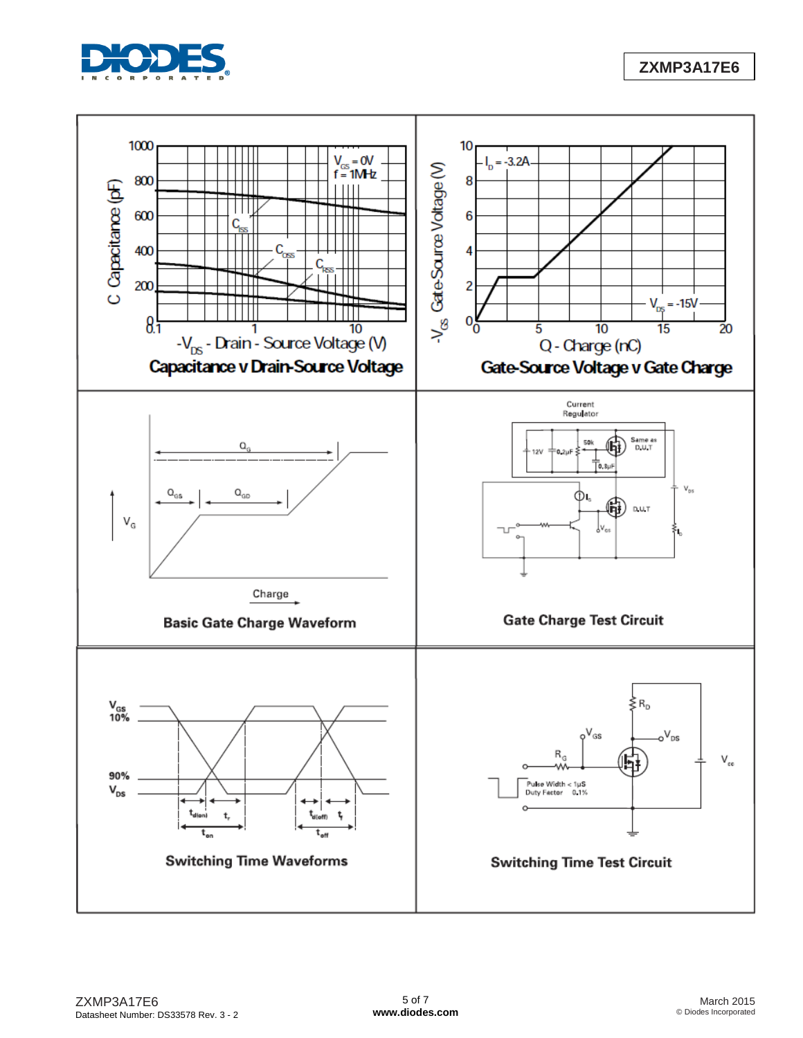**Capacitance v Drain-Source Voltage**

**Gate-Source Voltage v Gate Charge**

**Basic Gate Charge Waveform**

**Gate Charge Test Circuit**

**Switching Time Waveforms**

**Switching Time Test Circuit**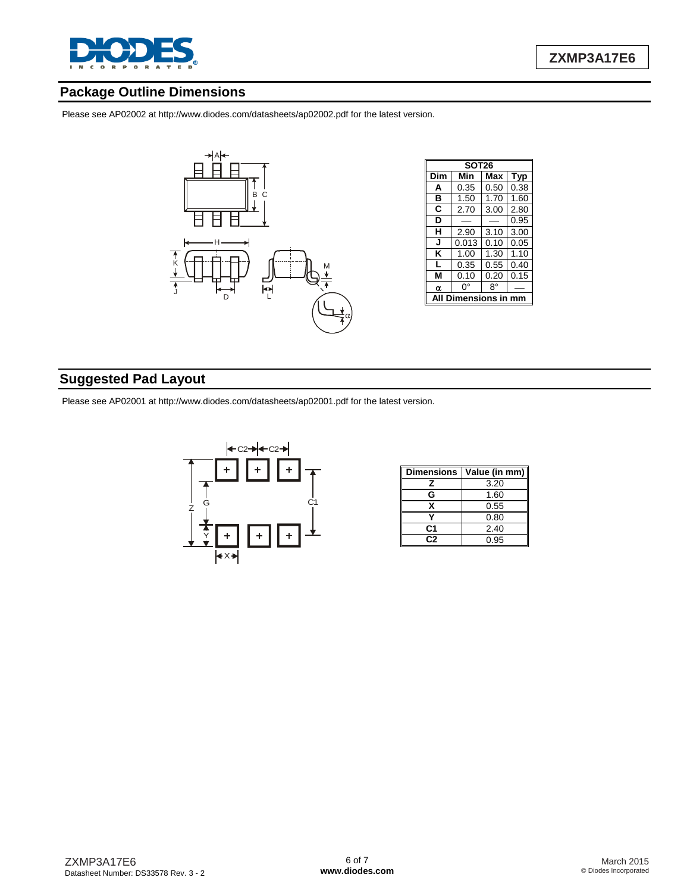## Package Outline Dimensions

Please see AP02002 at http://www.diodes.com/datasheets/ap02002.pdf for the latest version.

| SOT26 | | | |
|---|---|---|---|
| Dim | Min | Max | Typ |
| A | 0.35 | 0.50 | 0.38 |
| B | 1.50 | 1.70 | 1.60 |
| C | 2.70 | 3.00 | 2.80 |
| D | — | — | 0.95 |
| H | 2.90 | 3.10 | 3.00 |
| J | 0.013 | 0.10 | 0.05 |
| K | 1.00 | 1.30 | 1.10 |
| L | 0.35 | 0.55 | 0.40 |
| M | 0.10 | 0.20 | 0.15 |
| α | 0° | 8° | — |
| All Dimensions in mm | | | |

## Suggested Pad Layout

Please see AP02001 at http://www.diodes.com/datasheets/ap02001.pdf for the latest version.

| Dimensions | Value (in mm) |
|---|---|
| Z | 3.20 |
| G | 1.60 |
| X | 0.55 |
| Y | 0.80 |
| C1 | 2.40 |
| C2 | 0.95 |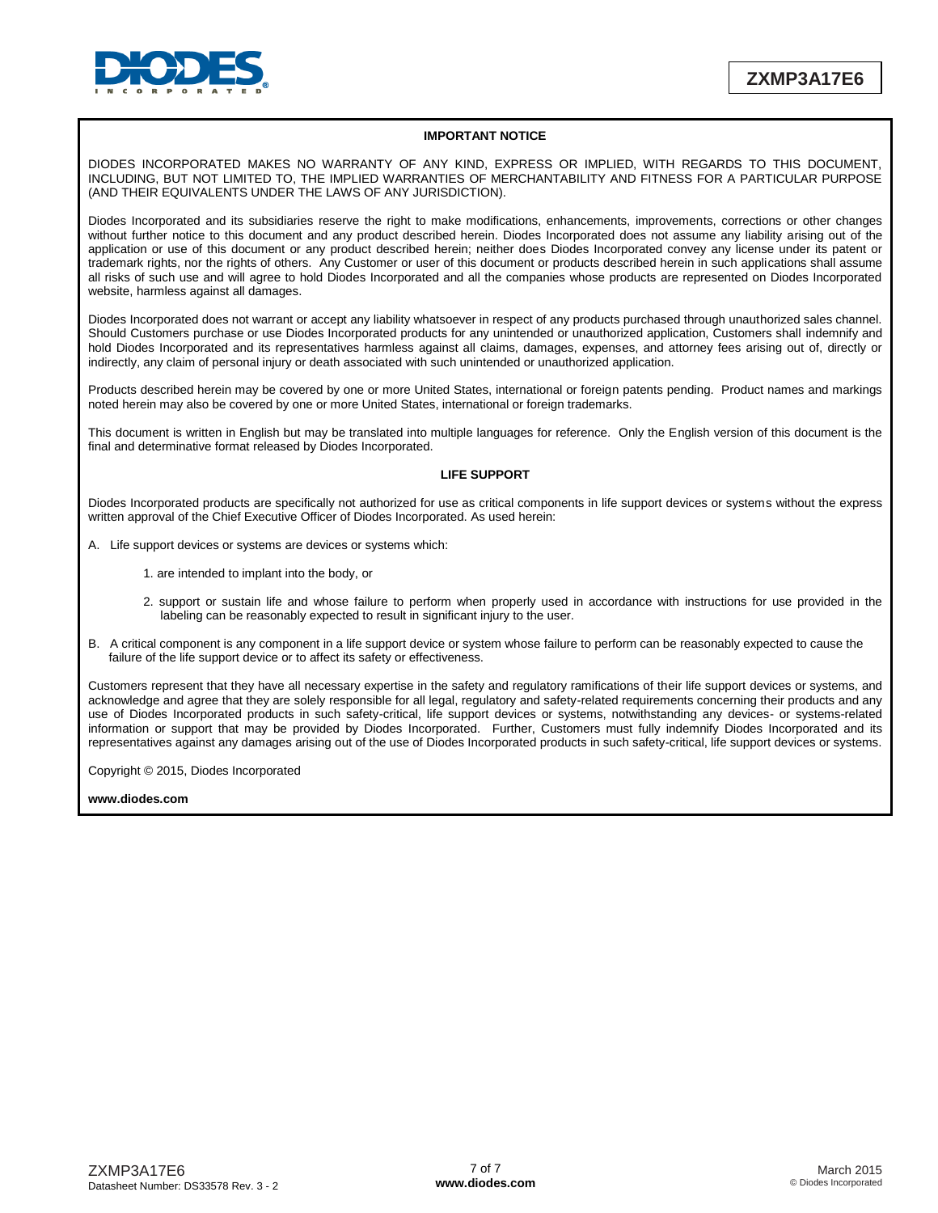## IMPORTANT NOTICE

DIODES INCORPORATED MAKES NO WARRANTY OF ANY KIND, EXPRESS OR IMPLIED, WITH REGARDS TO THIS DOCUMENT, INCLUDING, BUT NOT LIMITED TO, THE IMPLIED WARRANTIES OF MERCHANTABILITY AND FITNESS FOR A PARTICULAR PURPOSE (AND THEIR EQUIVALENTS UNDER THE LAWS OF ANY JURISDICTION).

Diodes Incorporated and its subsidiaries reserve the right to make modifications, enhancements, improvements, corrections or other changes without further notice to this document and any product described herein. Diodes Incorporated does not assume any liability arising out of the application or use of this document or any product described herein; neither does Diodes Incorporated convey any license under its patent or trademark rights, nor the rights of others. Any Customer or user of this document or products described herein in such applications shall assume all risks of such use and will agree to hold Diodes Incorporated and all the companies whose products are represented on Diodes Incorporated website, harmless against all damages.

Diodes Incorporated does not warrant or accept any liability whatsoever in respect of any products purchased through unauthorized sales channel. Should Customers purchase or use Diodes Incorporated products for any unintended or unauthorized application, Customers shall indemnify and hold Diodes Incorporated and its representatives harmless against all claims, damages, expenses, and attorney fees arising out of, directly or indirectly, any claim of personal injury or death associated with such unintended or unauthorized application.

Products described herein may be covered by one or more United States, international or foreign patents pending. Product names and markings noted herein may also be covered by one or more United States, international or foreign trademarks.

This document is written in English but may be translated into multiple languages for reference. Only the English version of this document is the final and determinative format released by Diodes Incorporated.

## LIFE SUPPORT

Diodes Incorporated products are specifically not authorized for use as critical components in life support devices or systems without the express written approval of the Chief Executive Officer of Diodes Incorporated. As used herein:

A. Life support devices or systems are devices or systems which:

1. are intended to implant into the body, or
2. support or sustain life and whose failure to perform when properly used in accordance with instructions for use provided in the labeling can be reasonably expected to result in significant injury to the user.

B. A critical component is any component in a life support device or system whose failure to perform can be reasonably expected to cause the failure of the life support device or to affect its safety or effectiveness.

Customers represent that they have all necessary expertise in the safety and regulatory ramifications of their life support devices or systems, and acknowledge and agree that they are solely responsible for all legal, regulatory and safety-related requirements concerning their products and any use of Diodes Incorporated products in such safety-critical, life support devices or systems, notwithstanding any devices- or systems-related information or support that may be provided by Diodes Incorporated. Further, Customers must fully indemnify Diodes Incorporated and its representatives against any damages arising out of the use of Diodes Incorporated products in such safety-critical, life support devices or systems.

Copyright © 2015, Diodes Incorporated

**www.diodes.com**